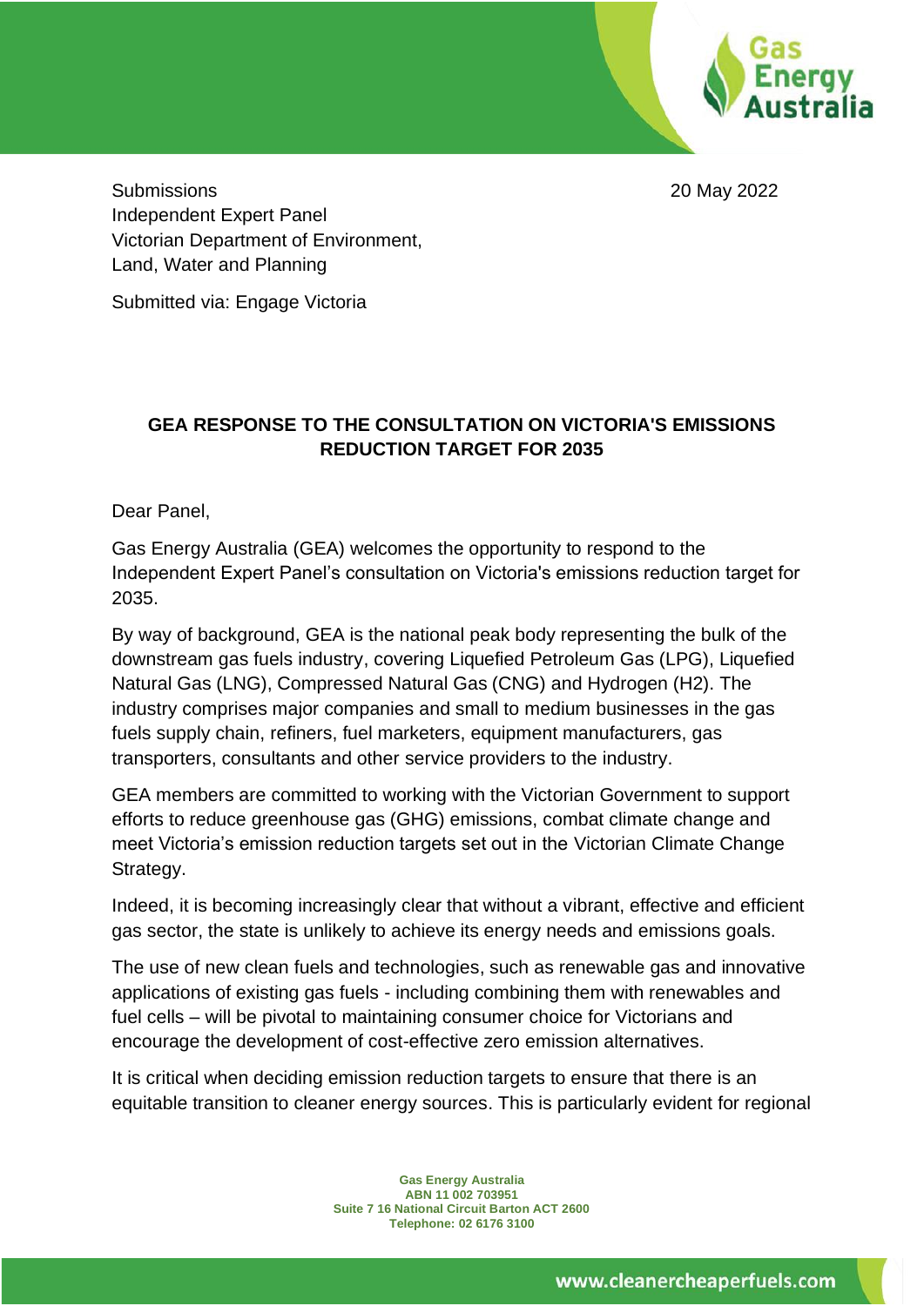Submissions
Independent Expert Panel
Victorian Department of Environment,
Land, Water and Planning

20 May 2022

Submitted via: Engage Victoria

**GEA RESPONSE TO THE CONSULTATION ON VICTORIA'S EMISSIONS REDUCTION TARGET FOR 2035**

Dear Panel,

Gas Energy Australia (GEA) welcomes the opportunity to respond to the Independent Expert Panel's consultation on Victoria's emissions reduction target for 2035.

By way of background, GEA is the national peak body representing the bulk of the downstream gas fuels industry, covering Liquefied Petroleum Gas (LPG), Liquefied Natural Gas (LNG), Compressed Natural Gas (CNG) and Hydrogen (H2). The industry comprises major companies and small to medium businesses in the gas fuels supply chain, refiners, fuel marketers, equipment manufacturers, gas transporters, consultants and other service providers to the industry.

GEA members are committed to working with the Victorian Government to support efforts to reduce greenhouse gas (GHG) emissions, combat climate change and meet Victoria's emission reduction targets set out in the Victorian Climate Change Strategy.

Indeed, it is becoming increasingly clear that without a vibrant, effective and efficient gas sector, the state is unlikely to achieve its energy needs and emissions goals.

The use of new clean fuels and technologies, such as renewable gas and innovative applications of existing gas fuels - including combining them with renewables and fuel cells – will be pivotal to maintaining consumer choice for Victorians and encourage the development of cost-effective zero emission alternatives.

It is critical when deciding emission reduction targets to ensure that there is an equitable transition to cleaner energy sources. This is particularly evident for regional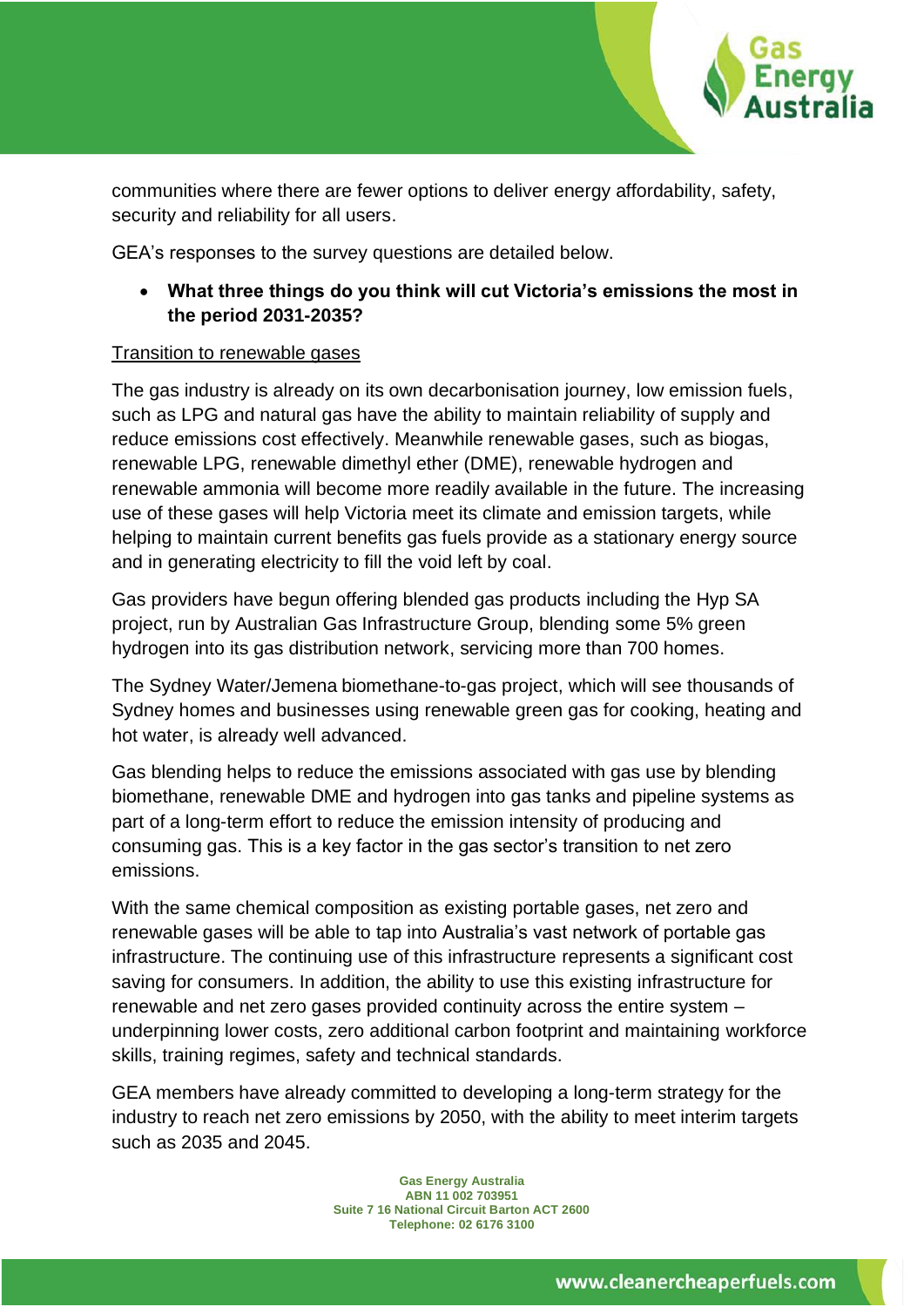communities where there are fewer options to deliver energy affordability, safety, security and reliability for all users.

GEA's responses to the survey questions are detailed below.

- **What three things do you think will cut Victoria's emissions the most in the period 2031-2035?**

<u>Transition to renewable gases</u>

The gas industry is already on its own decarbonisation journey, low emission fuels, such as LPG and natural gas have the ability to maintain reliability of supply and reduce emissions cost effectively. Meanwhile renewable gases, such as biogas, renewable LPG, renewable dimethyl ether (DME), renewable hydrogen and renewable ammonia will become more readily available in the future. The increasing use of these gases will help Victoria meet its climate and emission targets, while helping to maintain current benefits gas fuels provide as a stationary energy source and in generating electricity to fill the void left by coal.

Gas providers have begun offering blended gas products including the Hyp SA project, run by Australian Gas Infrastructure Group, blending some 5% green hydrogen into its gas distribution network, servicing more than 700 homes.

The Sydney Water/Jemena biomethane-to-gas project, which will see thousands of Sydney homes and businesses using renewable green gas for cooking, heating and hot water, is already well advanced.

Gas blending helps to reduce the emissions associated with gas use by blending biomethane, renewable DME and hydrogen into gas tanks and pipeline systems as part of a long-term effort to reduce the emission intensity of producing and consuming gas. This is a key factor in the gas sector's transition to net zero emissions.

With the same chemical composition as existing portable gases, net zero and renewable gases will be able to tap into Australia's vast network of portable gas infrastructure. The continuing use of this infrastructure represents a significant cost saving for consumers. In addition, the ability to use this existing infrastructure for renewable and net zero gases provided continuity across the entire system – underpinning lower costs, zero additional carbon footprint and maintaining workforce skills, training regimes, safety and technical standards.

GEA members have already committed to developing a long-term strategy for the industry to reach net zero emissions by 2050, with the ability to meet interim targets such as 2035 and 2045.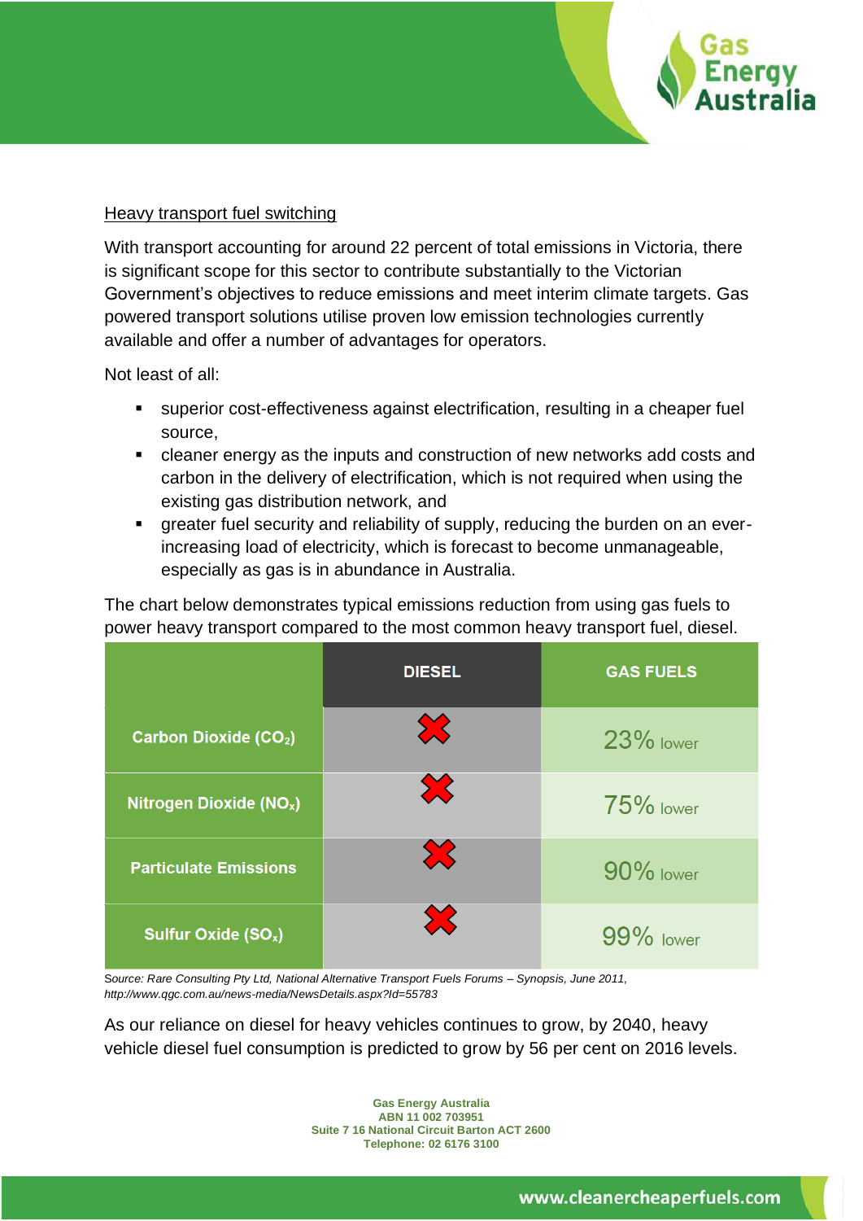## Heavy transport fuel switching

With transport accounting for around 22 percent of total emissions in Victoria, there is significant scope for this sector to contribute substantially to the Victorian Government's objectives to reduce emissions and meet interim climate targets. Gas powered transport solutions utilise proven low emission technologies currently available and offer a number of advantages for operators.

Not least of all:

- superior cost-effectiveness against electrification, resulting in a cheaper fuel source,
- cleaner energy as the inputs and construction of new networks add costs and carbon in the delivery of electrification, which is not required when using the existing gas distribution network, and
- greater fuel security and reliability of supply, reducing the burden on an ever-increasing load of electricity, which is forecast to become unmanageable, especially as gas is in abundance in Australia.

The chart below demonstrates typical emissions reduction from using gas fuels to power heavy transport compared to the most common heavy transport fuel, diesel.

| | DIESEL | GAS FUELS |
|---|---|---|
| Carbon Dioxide ($CO_2$) | ✖ | 23% lower |
| Nitrogen Dioxide ($NO_x$) | ✖ | 75% lower |
| Particulate Emissions | ✖ | 90% lower |
| Sulfur Oxide ($SO_x$) | ✖ | 99% lower |

*Source: Rare Consulting Pty Ltd, National Alternative Transport Fuels Forums – Synopsis, June 2011, http://www.qgc.com.au/news-media/NewsDetails.aspx?Id=55783*

As our reliance on diesel for heavy vehicles continues to grow, by 2040, heavy vehicle diesel fuel consumption is predicted to grow by 56 per cent on 2016 levels.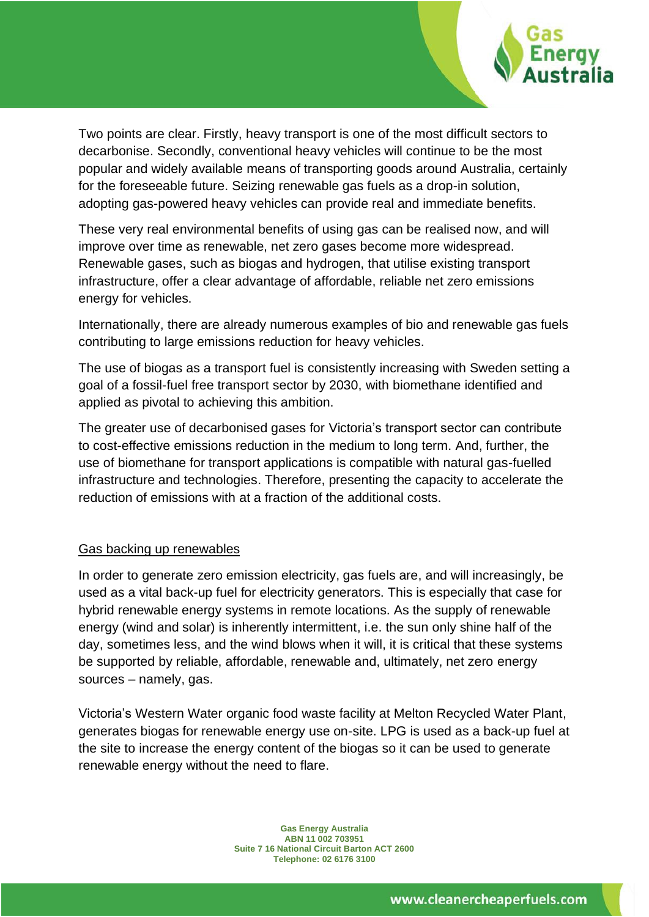Two points are clear. Firstly, heavy transport is one of the most difficult sectors to decarbonise. Secondly, conventional heavy vehicles will continue to be the most popular and widely available means of transporting goods around Australia, certainly for the foreseeable future. Seizing renewable gas fuels as a drop-in solution, adopting gas-powered heavy vehicles can provide real and immediate benefits.

These very real environmental benefits of using gas can be realised now, and will improve over time as renewable, net zero gases become more widespread. Renewable gases, such as biogas and hydrogen, that utilise existing transport infrastructure, offer a clear advantage of affordable, reliable net zero emissions energy for vehicles.

Internationally, there are already numerous examples of bio and renewable gas fuels contributing to large emissions reduction for heavy vehicles.

The use of biogas as a transport fuel is consistently increasing with Sweden setting a goal of a fossil-fuel free transport sector by 2030, with biomethane identified and applied as pivotal to achieving this ambition.

The greater use of decarbonised gases for Victoria's transport sector can contribute to cost-effective emissions reduction in the medium to long term. And, further, the use of biomethane for transport applications is compatible with natural gas-fuelled infrastructure and technologies. Therefore, presenting the capacity to accelerate the reduction of emissions with at a fraction of the additional costs.

<u>Gas backing up renewables</u>

In order to generate zero emission electricity, gas fuels are, and will increasingly, be used as a vital back-up fuel for electricity generators. This is especially that case for hybrid renewable energy systems in remote locations. As the supply of renewable energy (wind and solar) is inherently intermittent, i.e. the sun only shine half of the day, sometimes less, and the wind blows when it will, it is critical that these systems be supported by reliable, affordable, renewable and, ultimately, net zero energy sources – namely, gas.

Victoria's Western Water organic food waste facility at Melton Recycled Water Plant, generates biogas for renewable energy use on-site. LPG is used as a back-up fuel at the site to increase the energy content of the biogas so it can be used to generate renewable energy without the need to flare.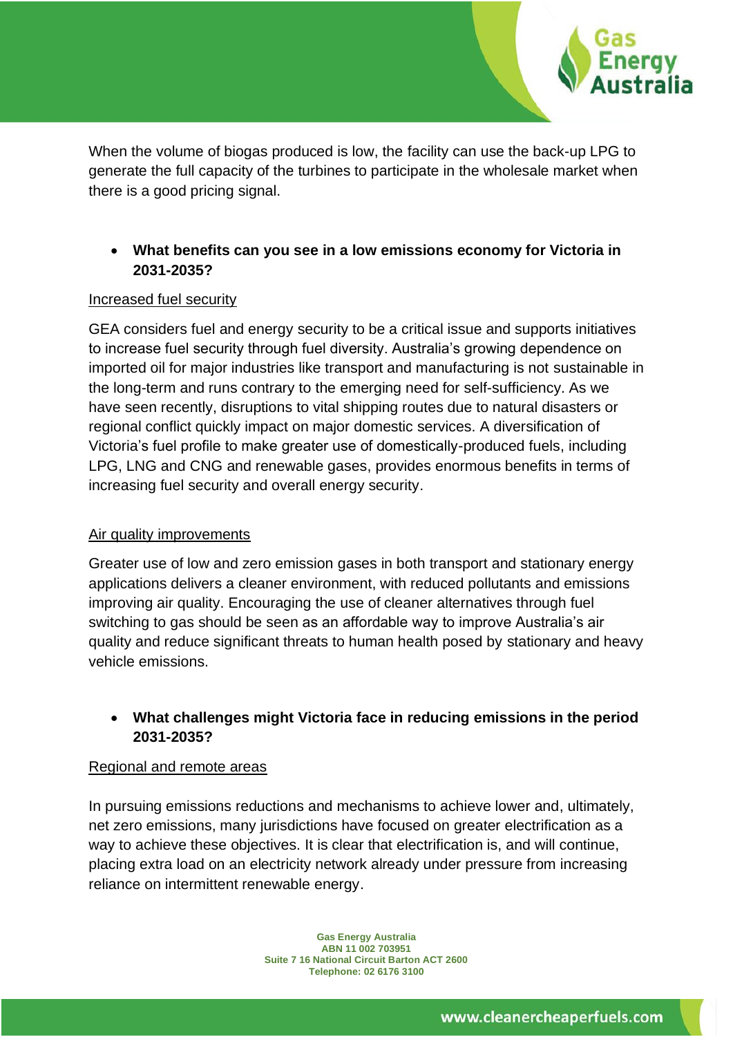When the volume of biogas produced is low, the facility can use the back-up LPG to generate the full capacity of the turbines to participate in the wholesale market when there is a good pricing signal.

- **What benefits can you see in a low emissions economy for Victoria in 2031-2035?**

Increased fuel security

GEA considers fuel and energy security to be a critical issue and supports initiatives to increase fuel security through fuel diversity. Australia's growing dependence on imported oil for major industries like transport and manufacturing is not sustainable in the long-term and runs contrary to the emerging need for self-sufficiency. As we have seen recently, disruptions to vital shipping routes due to natural disasters or regional conflict quickly impact on major domestic services. A diversification of Victoria's fuel profile to make greater use of domestically-produced fuels, including LPG, LNG and CNG and renewable gases, provides enormous benefits in terms of increasing fuel security and overall energy security.

Air quality improvements

Greater use of low and zero emission gases in both transport and stationary energy applications delivers a cleaner environment, with reduced pollutants and emissions improving air quality. Encouraging the use of cleaner alternatives through fuel switching to gas should be seen as an affordable way to improve Australia's air quality and reduce significant threats to human health posed by stationary and heavy vehicle emissions.

- **What challenges might Victoria face in reducing emissions in the period 2031-2035?**

Regional and remote areas

In pursuing emissions reductions and mechanisms to achieve lower and, ultimately, net zero emissions, many jurisdictions have focused on greater electrification as a way to achieve these objectives. It is clear that electrification is, and will continue, placing extra load on an electricity network already under pressure from increasing reliance on intermittent renewable energy.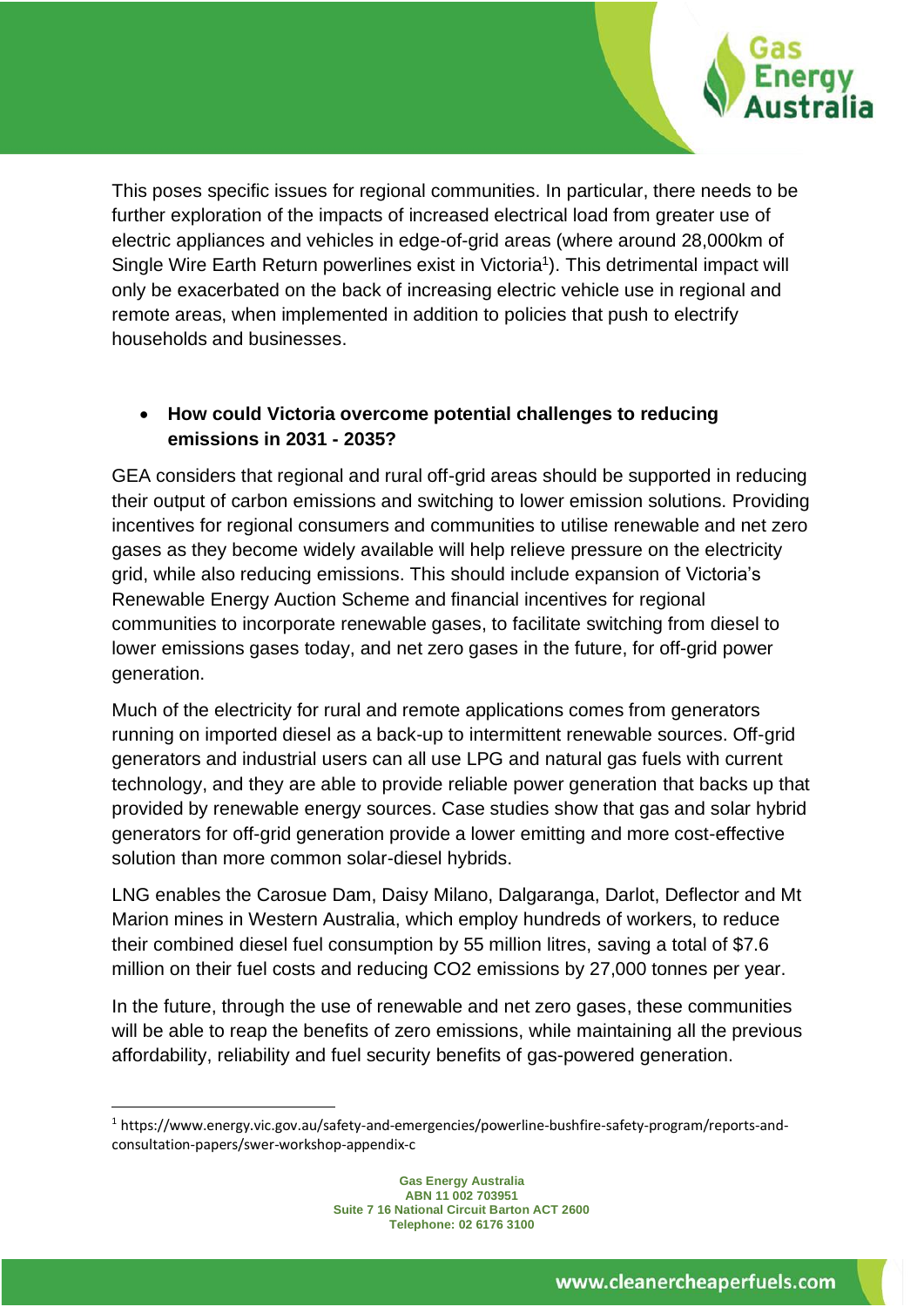This poses specific issues for regional communities. In particular, there needs to be further exploration of the impacts of increased electrical load from greater use of electric appliances and vehicles in edge-of-grid areas (where around 28,000km of Single Wire Earth Return powerlines exist in Victoria[1]). This detrimental impact will only be exacerbated on the back of increasing electric vehicle use in regional and remote areas, when implemented in addition to policies that push to electrify households and businesses.

- **How could Victoria overcome potential challenges to reducing emissions in 2031 - 2035?**

GEA considers that regional and rural off-grid areas should be supported in reducing their output of carbon emissions and switching to lower emission solutions. Providing incentives for regional consumers and communities to utilise renewable and net zero gases as they become widely available will help relieve pressure on the electricity grid, while also reducing emissions. This should include expansion of Victoria's Renewable Energy Auction Scheme and financial incentives for regional communities to incorporate renewable gases, to facilitate switching from diesel to lower emissions gases today, and net zero gases in the future, for off-grid power generation.

Much of the electricity for rural and remote applications comes from generators running on imported diesel as a back-up to intermittent renewable sources. Off-grid generators and industrial users can all use LPG and natural gas fuels with current technology, and they are able to provide reliable power generation that backs up that provided by renewable energy sources. Case studies show that gas and solar hybrid generators for off-grid generation provide a lower emitting and more cost-effective solution than more common solar-diesel hybrids.

LNG enables the Carosue Dam, Daisy Milano, Dalgaranga, Darlot, Deflector and Mt Marion mines in Western Australia, which employ hundreds of workers, to reduce their combined diesel fuel consumption by 55 million litres, saving a total of $7.6 million on their fuel costs and reducing $CO_2$ emissions by 27,000 tonnes per year.

In the future, through the use of renewable and net zero gases, these communities will be able to reap the benefits of zero emissions, while maintaining all the previous affordability, reliability and fuel security benefits of gas-powered generation.

[1] https://www.energy.vic.gov.au/safety-and-emergencies/powerline-bushfire-safety-program/reports-and-consultation-papers/swer-workshop-appendix-c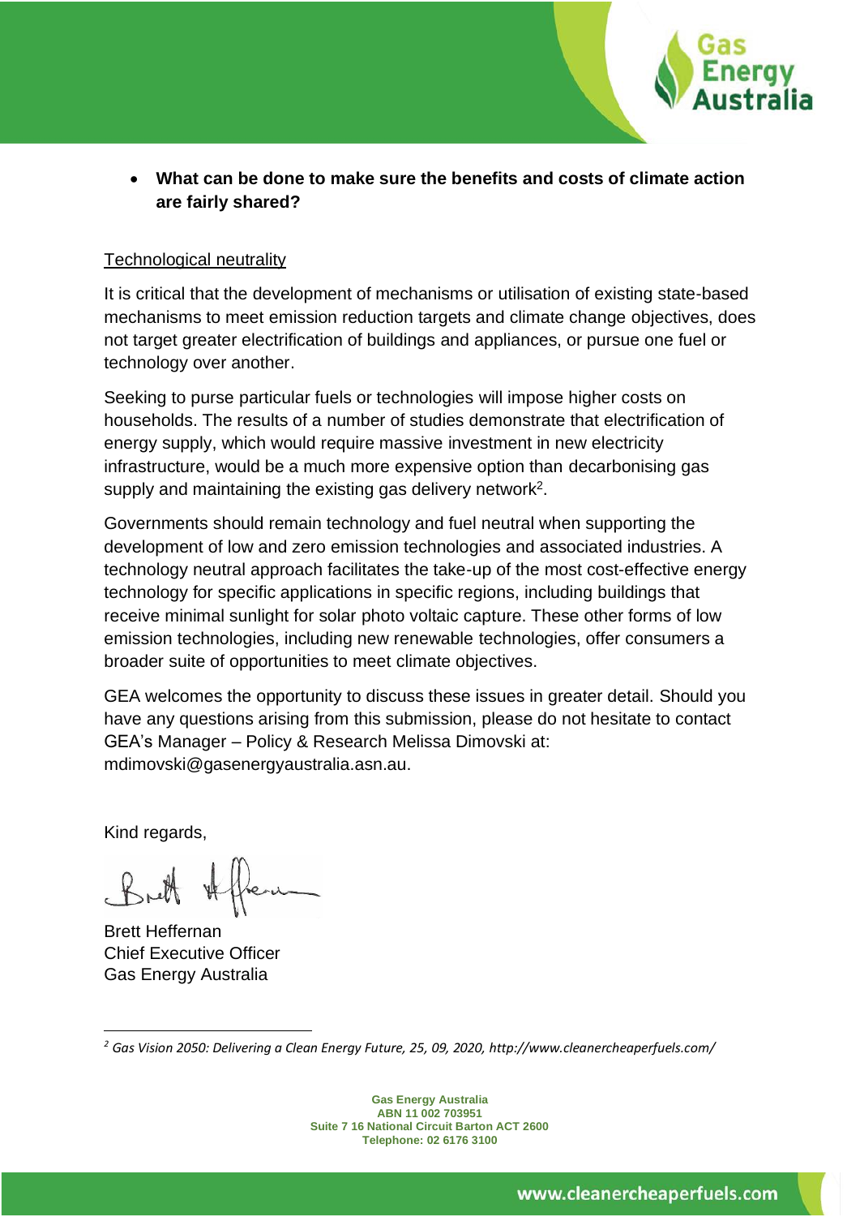- **What can be done to make sure the benefits and costs of climate action are fairly shared?**

Technological neutrality

It is critical that the development of mechanisms or utilisation of existing state-based mechanisms to meet emission reduction targets and climate change objectives, does not target greater electrification of buildings and appliances, or pursue one fuel or technology over another.

Seeking to purse particular fuels or technologies will impose higher costs on households. The results of a number of studies demonstrate that electrification of energy supply, which would require massive investment in new electricity infrastructure, would be a much more expensive option than decarbonising gas supply and maintaining the existing gas delivery network[2].

Governments should remain technology and fuel neutral when supporting the development of low and zero emission technologies and associated industries. A technology neutral approach facilitates the take-up of the most cost-effective energy technology for specific applications in specific regions, including buildings that receive minimal sunlight for solar photo voltaic capture. These other forms of low emission technologies, including new renewable technologies, offer consumers a broader suite of opportunities to meet climate objectives.

GEA welcomes the opportunity to discuss these issues in greater detail. Should you have any questions arising from this submission, please do not hesitate to contact GEA's Manager – Policy & Research Melissa Dimovski at: mdimovski@gasenergyaustralia.asn.au.

Kind regards,

Brett Heffernan
Chief Executive Officer
Gas Energy Australia

[2] *Gas Vision 2050: Delivering a Clean Energy Future, 25, 09, 2020, http://www.cleanercheaperfuels.com/*

**Gas Energy Australia**
**ABN 11 002 703951**
**Suite 7 16 National Circuit Barton ACT 2600**
**Telephone: 02 6176 3100**

www.cleanercheaperfuels.com